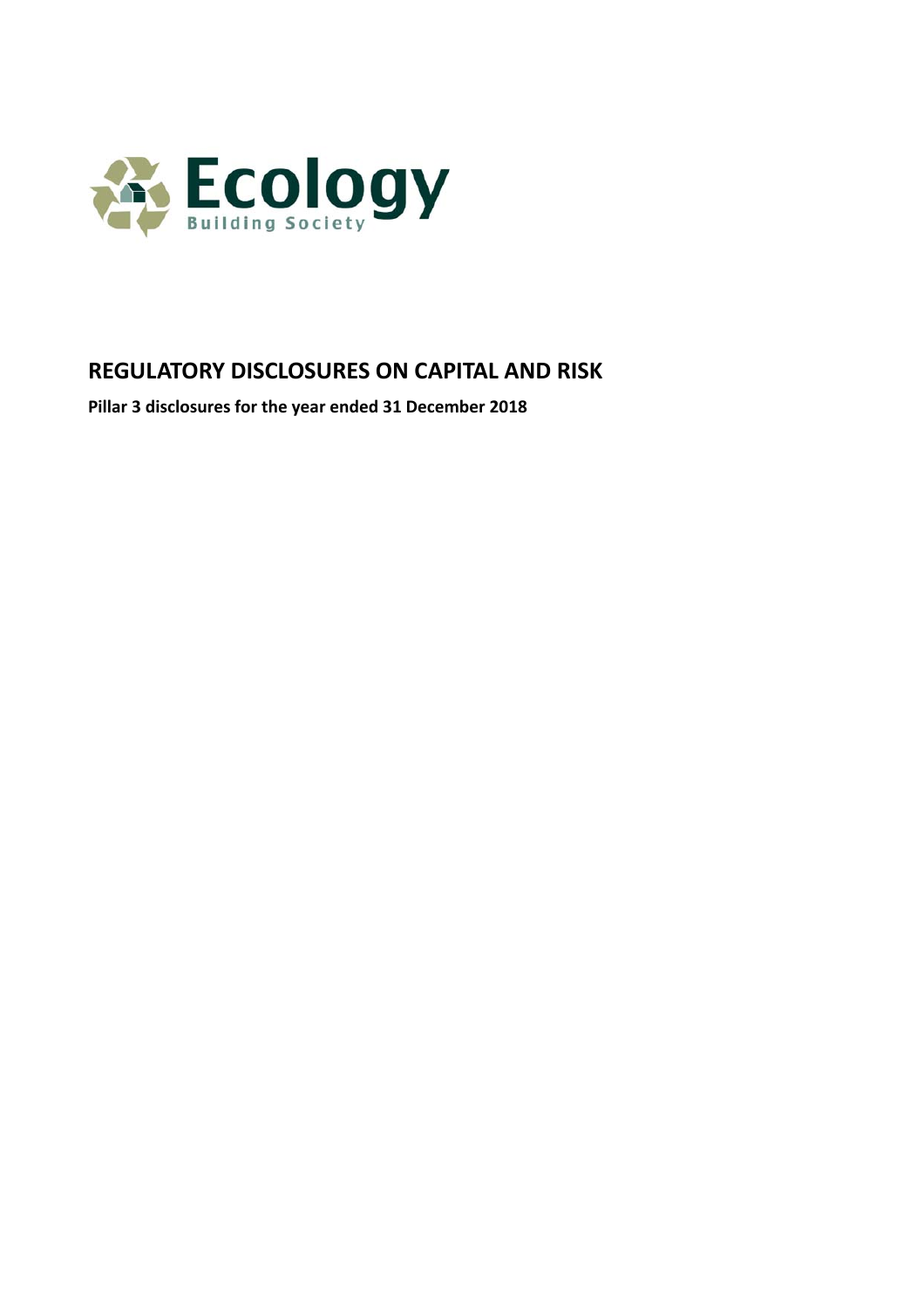Ecology

Building Society

# REGULATORY DISCLOSURES ON CAPITAL AND RISK

**Pillar 3 disclosures for the year ended 31 December 2018**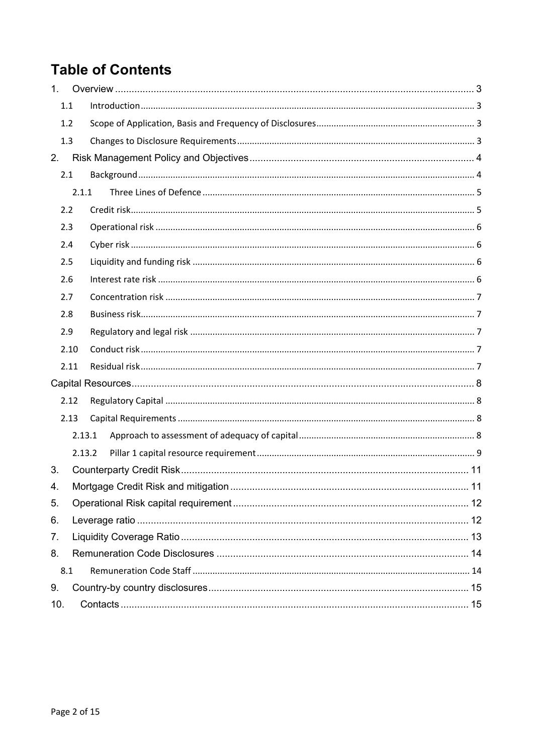# Table of Contents

1. Overview ... 3
   - 1.1 Introduction ... 3
   - 1.2 Scope of Application, Basis and Frequency of Disclosures ... 3
   - 1.3 Changes to Disclosure Requirements ... 3
2. Risk Management Policy and Objectives ... 4
   - 2.1 Background ... 4
     - 2.1.1 Three Lines of Defence ... 5
   - 2.2 Credit risk ... 5
   - 2.3 Operational risk ... 6
   - 2.4 Cyber risk ... 6
   - 2.5 Liquidity and funding risk ... 6
   - 2.6 Interest rate risk ... 6
   - 2.7 Concentration risk ... 7
   - 2.8 Business risk ... 7
   - 2.9 Regulatory and legal risk ... 7
   - 2.10 Conduct risk ... 7
   - 2.11 Residual risk ... 7

Capital Resources ... 8
   - 2.12 Regulatory Capital ... 8
   - 2.13 Capital Requirements ... 8
     - 2.13.1 Approach to assessment of adequacy of capital ... 8
     - 2.13.2 Pillar 1 capital resource requirement ... 9

3. Counterparty Credit Risk ... 11
4. Mortgage Credit Risk and mitigation ... 11
5. Operational Risk capital requirement ... 12
6. Leverage ratio ... 12
7. Liquidity Coverage Ratio ... 13
8. Remuneration Code Disclosures ... 14
   - 8.1 Remuneration Code Staff ... 14
9. Country-by country disclosures ... 15
10. Contacts ... 15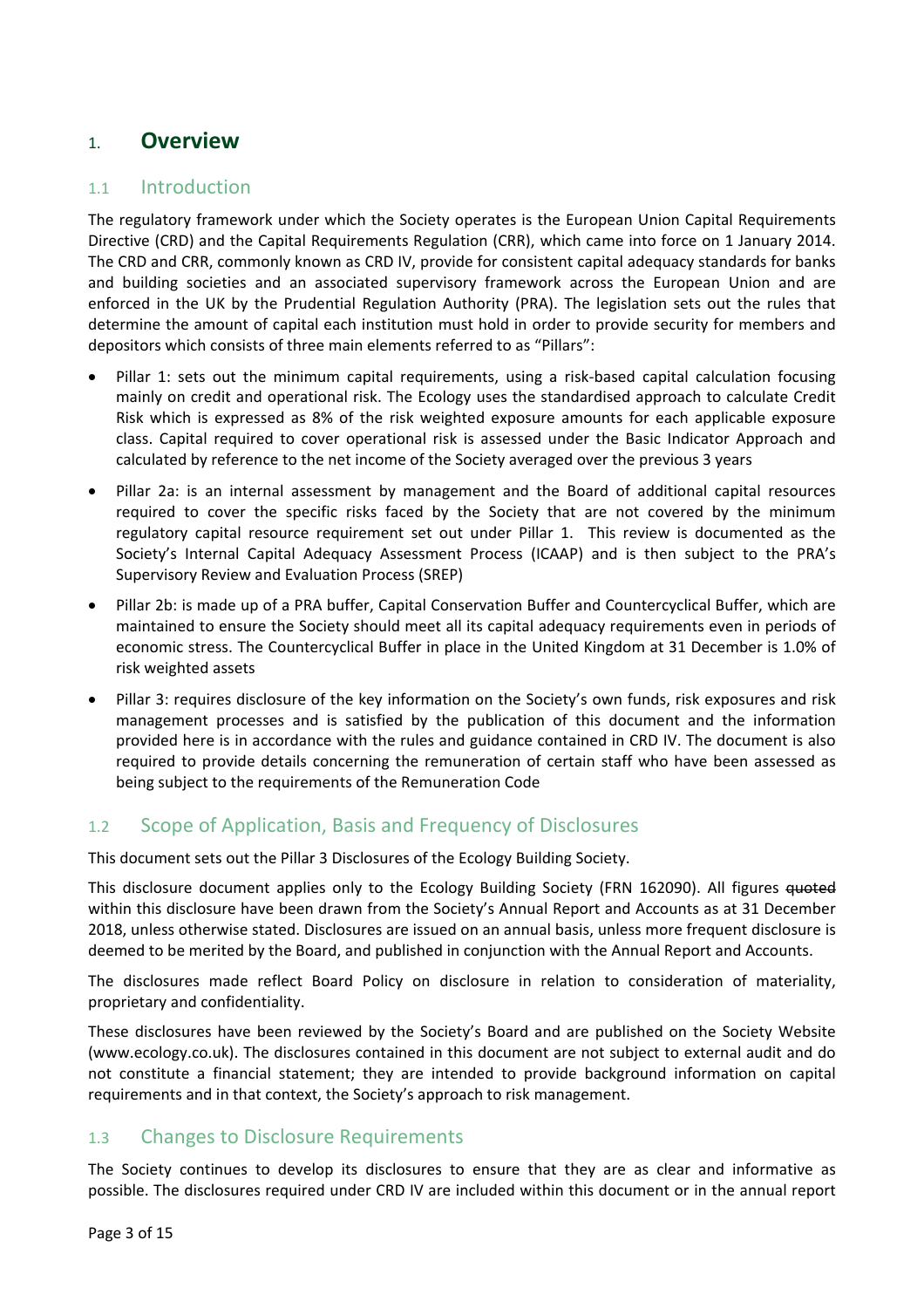# 1. Overview

## 1.1 Introduction

The regulatory framework under which the Society operates is the European Union Capital Requirements Directive (CRD) and the Capital Requirements Regulation (CRR), which came into force on 1 January 2014. The CRD and CRR, commonly known as CRD IV, provide for consistent capital adequacy standards for banks and building societies and an associated supervisory framework across the European Union and are enforced in the UK by the Prudential Regulation Authority (PRA). The legislation sets out the rules that determine the amount of capital each institution must hold in order to provide security for members and depositors which consists of three main elements referred to as "Pillars":

- Pillar 1: sets out the minimum capital requirements, using a risk-based capital calculation focusing mainly on credit and operational risk. The Ecology uses the standardised approach to calculate Credit Risk which is expressed as 8% of the risk weighted exposure amounts for each applicable exposure class. Capital required to cover operational risk is assessed under the Basic Indicator Approach and calculated by reference to the net income of the Society averaged over the previous 3 years
- Pillar 2a: is an internal assessment by management and the Board of additional capital resources required to cover the specific risks faced by the Society that are not covered by the minimum regulatory capital resource requirement set out under Pillar 1. This review is documented as the Society's Internal Capital Adequacy Assessment Process (ICAAP) and is then subject to the PRA's Supervisory Review and Evaluation Process (SREP)
- Pillar 2b: is made up of a PRA buffer, Capital Conservation Buffer and Countercyclical Buffer, which are maintained to ensure the Society should meet all its capital adequacy requirements even in periods of economic stress. The Countercyclical Buffer in place in the United Kingdom at 31 December is 1.0% of risk weighted assets
- Pillar 3: requires disclosure of the key information on the Society's own funds, risk exposures and risk management processes and is satisfied by the publication of this document and the information provided here is in accordance with the rules and guidance contained in CRD IV. The document is also required to provide details concerning the remuneration of certain staff who have been assessed as being subject to the requirements of the Remuneration Code

## 1.2 Scope of Application, Basis and Frequency of Disclosures

This document sets out the Pillar 3 Disclosures of the Ecology Building Society.

This disclosure document applies only to the Ecology Building Society (FRN 162090). All figures ~~quoted~~ within this disclosure have been drawn from the Society's Annual Report and Accounts as at 31 December 2018, unless otherwise stated. Disclosures are issued on an annual basis, unless more frequent disclosure is deemed to be merited by the Board, and published in conjunction with the Annual Report and Accounts.

The disclosures made reflect Board Policy on disclosure in relation to consideration of materiality, proprietary and confidentiality.

These disclosures have been reviewed by the Society's Board and are published on the Society Website (www.ecology.co.uk). The disclosures contained in this document are not subject to external audit and do not constitute a financial statement; they are intended to provide background information on capital requirements and in that context, the Society's approach to risk management.

## 1.3 Changes to Disclosure Requirements

The Society continues to develop its disclosures to ensure that they are as clear and informative as possible. The disclosures required under CRD IV are included within this document or in the annual report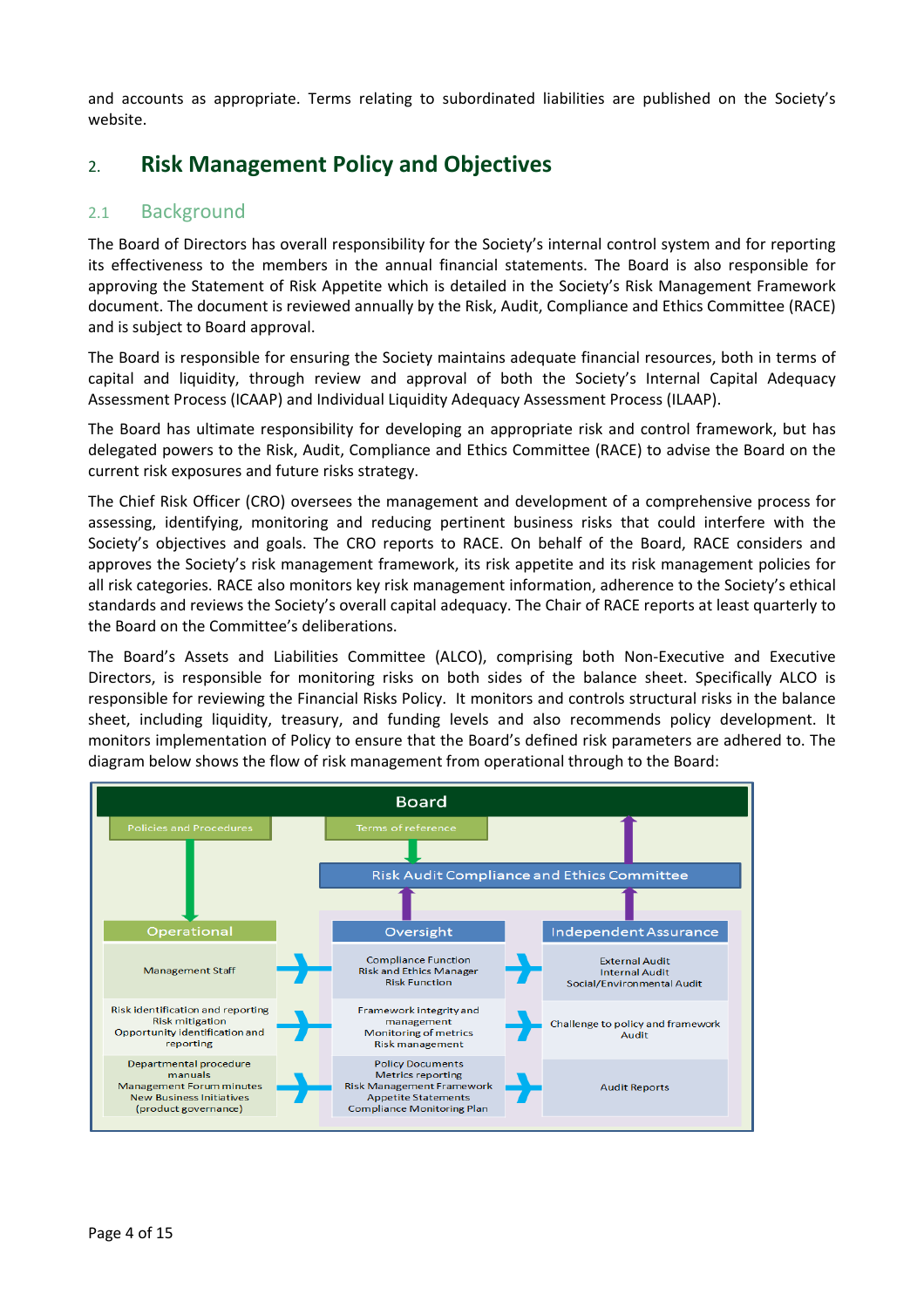and accounts as appropriate. Terms relating to subordinated liabilities are published on the Society's website.

## 2. Risk Management Policy and Objectives

### 2.1 Background

The Board of Directors has overall responsibility for the Society's internal control system and for reporting its effectiveness to the members in the annual financial statements. The Board is also responsible for approving the Statement of Risk Appetite which is detailed in the Society's Risk Management Framework document. The document is reviewed annually by the Risk, Audit, Compliance and Ethics Committee (RACE) and is subject to Board approval.

The Board is responsible for ensuring the Society maintains adequate financial resources, both in terms of capital and liquidity, through review and approval of both the Society's Internal Capital Adequacy Assessment Process (ICAAP) and Individual Liquidity Adequacy Assessment Process (ILAAP).

The Board has ultimate responsibility for developing an appropriate risk and control framework, but has delegated powers to the Risk, Audit, Compliance and Ethics Committee (RACE) to advise the Board on the current risk exposures and future risks strategy.

The Chief Risk Officer (CRO) oversees the management and development of a comprehensive process for assessing, identifying, monitoring and reducing pertinent business risks that could interfere with the Society's objectives and goals. The CRO reports to RACE. On behalf of the Board, RACE considers and approves the Society's risk management framework, its risk appetite and its risk management policies for all risk categories. RACE also monitors key risk management information, adherence to the Society's ethical standards and reviews the Society's overall capital adequacy. The Chair of RACE reports at least quarterly to the Board on the Committee's deliberations.

The Board's Assets and Liabilities Committee (ALCO), comprising both Non-Executive and Executive Directors, is responsible for monitoring risks on both sides of the balance sheet. Specifically ALCO is responsible for reviewing the Financial Risks Policy. It monitors and controls structural risks in the balance sheet, including liquidity, treasury, and funding levels and also recommends policy development. It monitors implementation of Policy to ensure that the Board's defined risk parameters are adhered to. The diagram below shows the flow of risk management from operational through to the Board:

**Board**

Policies and Procedures → Operational

Terms of reference → Risk Audit Compliance and Ethics Committee

Oversight → Risk Audit Compliance and Ethics Committee → Board

Independent Assurance → Risk Audit Compliance and Ethics Committee → Board

| Operational | | Oversight | | Independent Assurance |
|---|---|---|---|---|
| Management Staff | → | Compliance Function<br>Risk and Ethics Manager<br>Risk Function | → | External Audit<br>Internal Audit<br>Social/Environmental Audit |
| Risk identification and reporting<br>Risk mitigation<br>Opportunity identification and reporting | → | Framework integrity and management<br>Monitoring of metrics<br>Risk management | → | Challenge to policy and framework<br>Audit |
| Departmental procedure manuals<br>Management Forum minutes<br>New Business Initiatives (product governance) | → | Policy Documents<br>Metrics reporting<br>Risk Management Framework<br>Appetite Statements<br>Compliance Monitoring Plan | → | Audit Reports |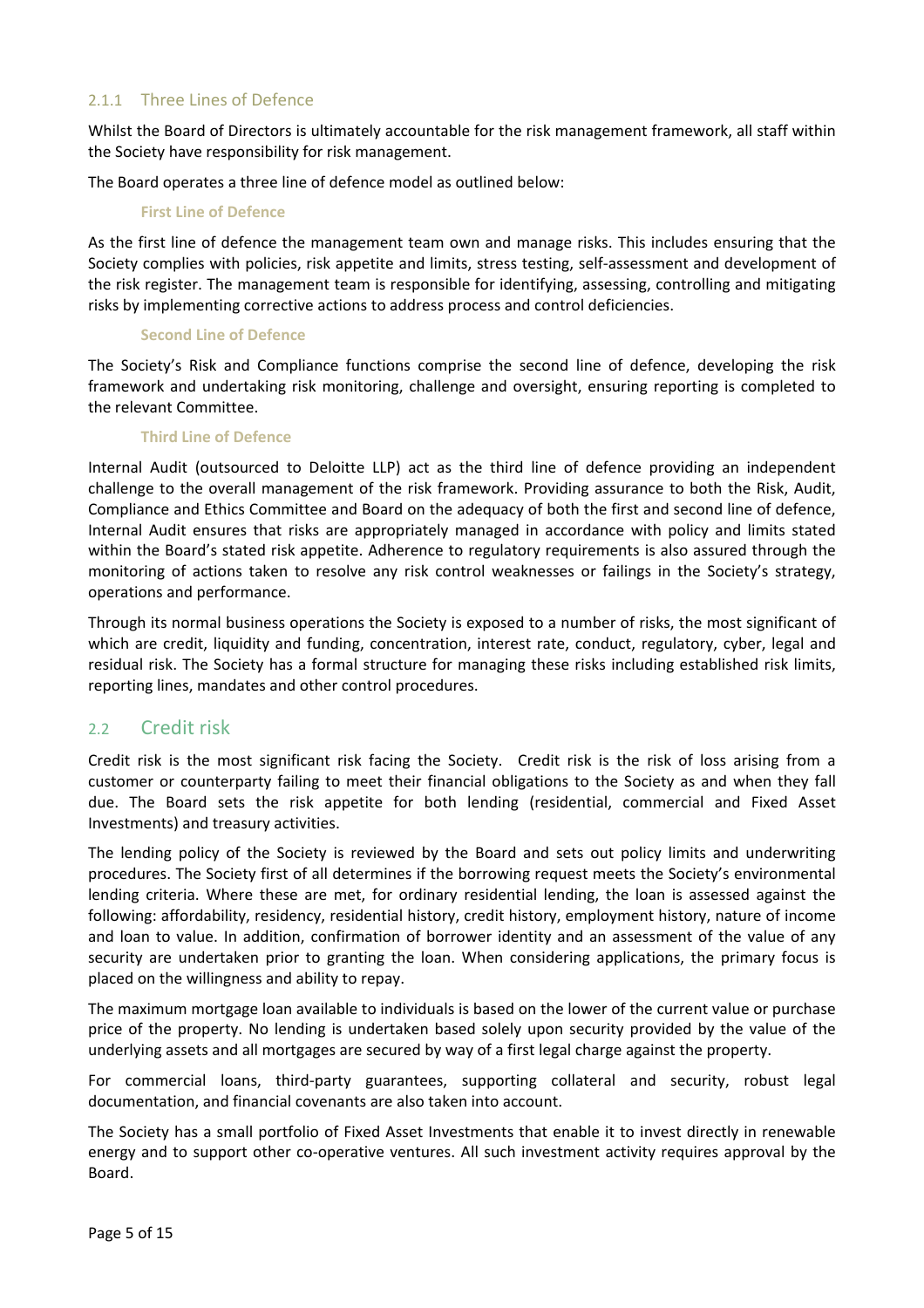### 2.1.1 Three Lines of Defence

Whilst the Board of Directors is ultimately accountable for the risk management framework, all staff within the Society have responsibility for risk management.

The Board operates a three line of defence model as outlined below:

#### First Line of Defence

As the first line of defence the management team own and manage risks. This includes ensuring that the Society complies with policies, risk appetite and limits, stress testing, self-assessment and development of the risk register. The management team is responsible for identifying, assessing, controlling and mitigating risks by implementing corrective actions to address process and control deficiencies.

#### Second Line of Defence

The Society's Risk and Compliance functions comprise the second line of defence, developing the risk framework and undertaking risk monitoring, challenge and oversight, ensuring reporting is completed to the relevant Committee.

#### Third Line of Defence

Internal Audit (outsourced to Deloitte LLP) act as the third line of defence providing an independent challenge to the overall management of the risk framework. Providing assurance to both the Risk, Audit, Compliance and Ethics Committee and Board on the adequacy of both the first and second line of defence, Internal Audit ensures that risks are appropriately managed in accordance with policy and limits stated within the Board's stated risk appetite. Adherence to regulatory requirements is also assured through the monitoring of actions taken to resolve any risk control weaknesses or failings in the Society's strategy, operations and performance.

Through its normal business operations the Society is exposed to a number of risks, the most significant of which are credit, liquidity and funding, concentration, interest rate, conduct, regulatory, cyber, legal and residual risk. The Society has a formal structure for managing these risks including established risk limits, reporting lines, mandates and other control procedures.

## 2.2 Credit risk

Credit risk is the most significant risk facing the Society. Credit risk is the risk of loss arising from a customer or counterparty failing to meet their financial obligations to the Society as and when they fall due. The Board sets the risk appetite for both lending (residential, commercial and Fixed Asset Investments) and treasury activities.

The lending policy of the Society is reviewed by the Board and sets out policy limits and underwriting procedures. The Society first of all determines if the borrowing request meets the Society's environmental lending criteria. Where these are met, for ordinary residential lending, the loan is assessed against the following: affordability, residency, residential history, credit history, employment history, nature of income and loan to value. In addition, confirmation of borrower identity and an assessment of the value of any security are undertaken prior to granting the loan. When considering applications, the primary focus is placed on the willingness and ability to repay.

The maximum mortgage loan available to individuals is based on the lower of the current value or purchase price of the property. No lending is undertaken based solely upon security provided by the value of the underlying assets and all mortgages are secured by way of a first legal charge against the property.

For commercial loans, third-party guarantees, supporting collateral and security, robust legal documentation, and financial covenants are also taken into account.

The Society has a small portfolio of Fixed Asset Investments that enable it to invest directly in renewable energy and to support other co-operative ventures. All such investment activity requires approval by the Board.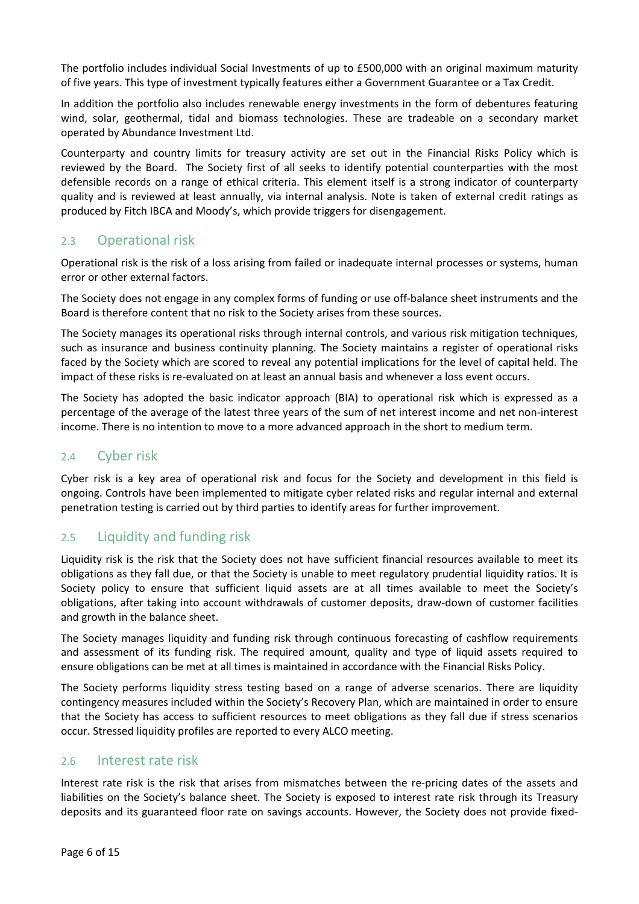The portfolio includes individual Social Investments of up to £500,000 with an original maximum maturity of five years. This type of investment typically features either a Government Guarantee or a Tax Credit.

In addition the portfolio also includes renewable energy investments in the form of debentures featuring wind, solar, geothermal, tidal and biomass technologies. These are tradeable on a secondary market operated by Abundance Investment Ltd.

Counterparty and country limits for treasury activity are set out in the Financial Risks Policy which is reviewed by the Board. The Society first of all seeks to identify potential counterparties with the most defensible records on a range of ethical criteria. This element itself is a strong indicator of counterparty quality and is reviewed at least annually, via internal analysis. Note is taken of external credit ratings as produced by Fitch IBCA and Moody's, which provide triggers for disengagement.

## 2.3 Operational risk

Operational risk is the risk of a loss arising from failed or inadequate internal processes or systems, human error or other external factors.

The Society does not engage in any complex forms of funding or use off-balance sheet instruments and the Board is therefore content that no risk to the Society arises from these sources.

The Society manages its operational risks through internal controls, and various risk mitigation techniques, such as insurance and business continuity planning. The Society maintains a register of operational risks faced by the Society which are scored to reveal any potential implications for the level of capital held. The impact of these risks is re-evaluated on at least an annual basis and whenever a loss event occurs.

The Society has adopted the basic indicator approach (BIA) to operational risk which is expressed as a percentage of the average of the latest three years of the sum of net interest income and net non-interest income. There is no intention to move to a more advanced approach in the short to medium term.

## 2.4 Cyber risk

Cyber risk is a key area of operational risk and focus for the Society and development in this field is ongoing. Controls have been implemented to mitigate cyber related risks and regular internal and external penetration testing is carried out by third parties to identify areas for further improvement.

## 2.5 Liquidity and funding risk

Liquidity risk is the risk that the Society does not have sufficient financial resources available to meet its obligations as they fall due, or that the Society is unable to meet regulatory prudential liquidity ratios. It is Society policy to ensure that sufficient liquid assets are at all times available to meet the Society's obligations, after taking into account withdrawals of customer deposits, draw-down of customer facilities and growth in the balance sheet.

The Society manages liquidity and funding risk through continuous forecasting of cashflow requirements and assessment of its funding risk. The required amount, quality and type of liquid assets required to ensure obligations can be met at all times is maintained in accordance with the Financial Risks Policy.

The Society performs liquidity stress testing based on a range of adverse scenarios. There are liquidity contingency measures included within the Society's Recovery Plan, which are maintained in order to ensure that the Society has access to sufficient resources to meet obligations as they fall due if stress scenarios occur. Stressed liquidity profiles are reported to every ALCO meeting.

## 2.6 Interest rate risk

Interest rate risk is the risk that arises from mismatches between the re-pricing dates of the assets and liabilities on the Society's balance sheet. The Society is exposed to interest rate risk through its Treasury deposits and its guaranteed floor rate on savings accounts. However, the Society does not provide fixed-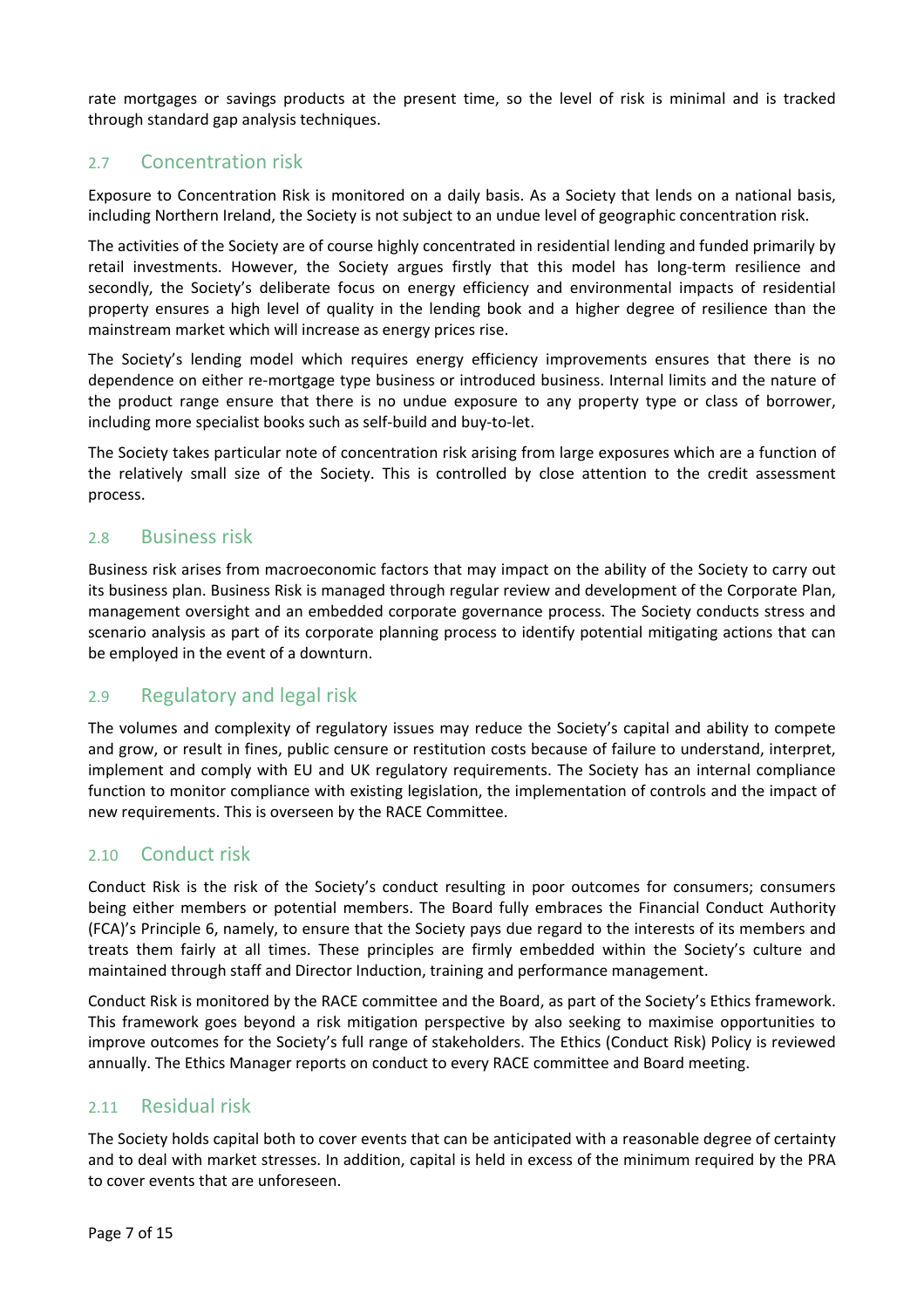rate mortgages or savings products at the present time, so the level of risk is minimal and is tracked through standard gap analysis techniques.

## 2.7 Concentration risk

Exposure to Concentration Risk is monitored on a daily basis. As a Society that lends on a national basis, including Northern Ireland, the Society is not subject to an undue level of geographic concentration risk.

The activities of the Society are of course highly concentrated in residential lending and funded primarily by retail investments. However, the Society argues firstly that this model has long-term resilience and secondly, the Society's deliberate focus on energy efficiency and environmental impacts of residential property ensures a high level of quality in the lending book and a higher degree of resilience than the mainstream market which will increase as energy prices rise.

The Society's lending model which requires energy efficiency improvements ensures that there is no dependence on either re-mortgage type business or introduced business. Internal limits and the nature of the product range ensure that there is no undue exposure to any property type or class of borrower, including more specialist books such as self-build and buy-to-let.

The Society takes particular note of concentration risk arising from large exposures which are a function of the relatively small size of the Society. This is controlled by close attention to the credit assessment process.

## 2.8 Business risk

Business risk arises from macroeconomic factors that may impact on the ability of the Society to carry out its business plan. Business Risk is managed through regular review and development of the Corporate Plan, management oversight and an embedded corporate governance process. The Society conducts stress and scenario analysis as part of its corporate planning process to identify potential mitigating actions that can be employed in the event of a downturn.

## 2.9 Regulatory and legal risk

The volumes and complexity of regulatory issues may reduce the Society's capital and ability to compete and grow, or result in fines, public censure or restitution costs because of failure to understand, interpret, implement and comply with EU and UK regulatory requirements. The Society has an internal compliance function to monitor compliance with existing legislation, the implementation of controls and the impact of new requirements. This is overseen by the RACE Committee.

## 2.10 Conduct risk

Conduct Risk is the risk of the Society's conduct resulting in poor outcomes for consumers; consumers being either members or potential members. The Board fully embraces the Financial Conduct Authority (FCA)'s Principle 6, namely, to ensure that the Society pays due regard to the interests of its members and treats them fairly at all times. These principles are firmly embedded within the Society's culture and maintained through staff and Director Induction, training and performance management.

Conduct Risk is monitored by the RACE committee and the Board, as part of the Society's Ethics framework. This framework goes beyond a risk mitigation perspective by also seeking to maximise opportunities to improve outcomes for the Society's full range of stakeholders. The Ethics (Conduct Risk) Policy is reviewed annually. The Ethics Manager reports on conduct to every RACE committee and Board meeting.

## 2.11 Residual risk

The Society holds capital both to cover events that can be anticipated with a reasonable degree of certainty and to deal with market stresses. In addition, capital is held in excess of the minimum required by the PRA to cover events that are unforeseen.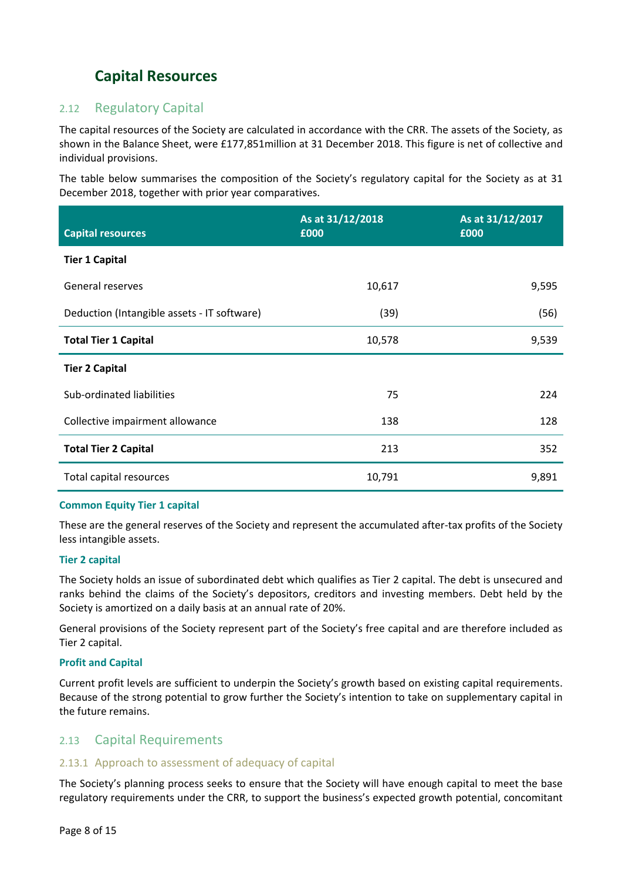# Capital Resources

## 2.12 Regulatory Capital

The capital resources of the Society are calculated in accordance with the CRR. The assets of the Society, as shown in the Balance Sheet, were £177,851million at 31 December 2018. This figure is net of collective and individual provisions.

The table below summarises the composition of the Society's regulatory capital for the Society as at 31 December 2018, together with prior year comparatives.

| Capital resources | As at 31/12/2018 £000 | As at 31/12/2017 £000 |
|---|---|---|
| **Tier 1 Capital** | | |
| General reserves | 10,617 | 9,595 |
| Deduction (Intangible assets - IT software) | (39) | (56) |
| **Total Tier 1 Capital** | 10,578 | 9,539 |
| **Tier 2 Capital** | | |
| Sub-ordinated liabilities | 75 | 224 |
| Collective impairment allowance | 138 | 128 |
| **Total Tier 2 Capital** | 213 | 352 |
| Total capital resources | 10,791 | 9,891 |

**Common Equity Tier 1 capital**

These are the general reserves of the Society and represent the accumulated after-tax profits of the Society less intangible assets.

**Tier 2 capital**

The Society holds an issue of subordinated debt which qualifies as Tier 2 capital. The debt is unsecured and ranks behind the claims of the Society's depositors, creditors and investing members. Debt held by the Society is amortized on a daily basis at an annual rate of 20%.

General provisions of the Society represent part of the Society's free capital and are therefore included as Tier 2 capital.

**Profit and Capital**

Current profit levels are sufficient to underpin the Society's growth based on existing capital requirements. Because of the strong potential to grow further the Society's intention to take on supplementary capital in the future remains.

## 2.13 Capital Requirements

### 2.13.1 Approach to assessment of adequacy of capital

The Society's planning process seeks to ensure that the Society will have enough capital to meet the base regulatory requirements under the CRR, to support the business's expected growth potential, concomitant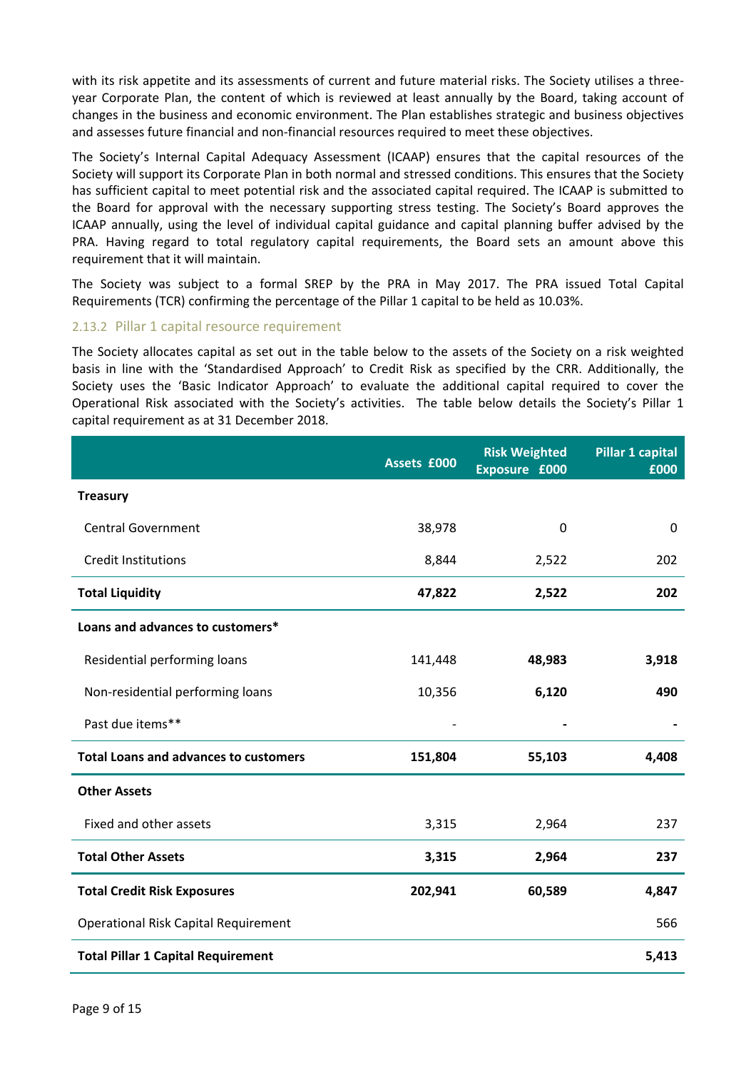with its risk appetite and its assessments of current and future material risks. The Society utilises a three-year Corporate Plan, the content of which is reviewed at least annually by the Board, taking account of changes in the business and economic environment. The Plan establishes strategic and business objectives and assesses future financial and non-financial resources required to meet these objectives.

The Society's Internal Capital Adequacy Assessment (ICAAP) ensures that the capital resources of the Society will support its Corporate Plan in both normal and stressed conditions. This ensures that the Society has sufficient capital to meet potential risk and the associated capital required. The ICAAP is submitted to the Board for approval with the necessary supporting stress testing. The Society's Board approves the ICAAP annually, using the level of individual capital guidance and capital planning buffer advised by the PRA. Having regard to total regulatory capital requirements, the Board sets an amount above this requirement that it will maintain.

The Society was subject to a formal SREP by the PRA in May 2017. The PRA issued Total Capital Requirements (TCR) confirming the percentage of the Pillar 1 capital to be held as 10.03%.

### 2.13.2 Pillar 1 capital resource requirement

The Society allocates capital as set out in the table below to the assets of the Society on a risk weighted basis in line with the 'Standardised Approach' to Credit Risk as specified by the CRR. Additionally, the Society uses the 'Basic Indicator Approach' to evaluate the additional capital required to cover the Operational Risk associated with the Society's activities. The table below details the Society's Pillar 1 capital requirement as at 31 December 2018.

| | Assets £000 | Risk Weighted Exposure £000 | Pillar 1 capital £000 |
|---|---|---|---|
| **Treasury** | | | |
| Central Government | 38,978 | 0 | 0 |
| Credit Institutions | 8,844 | 2,522 | 202 |
| **Total Liquidity** | **47,822** | **2,522** | **202** |
| **Loans and advances to customers*** | | | |
| Residential performing loans | 141,448 | **48,983** | **3,918** |
| Non-residential performing loans | 10,356 | **6,120** | **490** |
| Past due items** | - | **-** | **-** |
| **Total Loans and advances to customers** | **151,804** | **55,103** | **4,408** |
| **Other Assets** | | | |
| Fixed and other assets | 3,315 | 2,964 | 237 |
| **Total Other Assets** | **3,315** | **2,964** | **237** |
| **Total Credit Risk Exposures** | **202,941** | **60,589** | **4,847** |
| Operational Risk Capital Requirement | | | 566 |
| **Total Pillar 1 Capital Requirement** | | | **5,413** |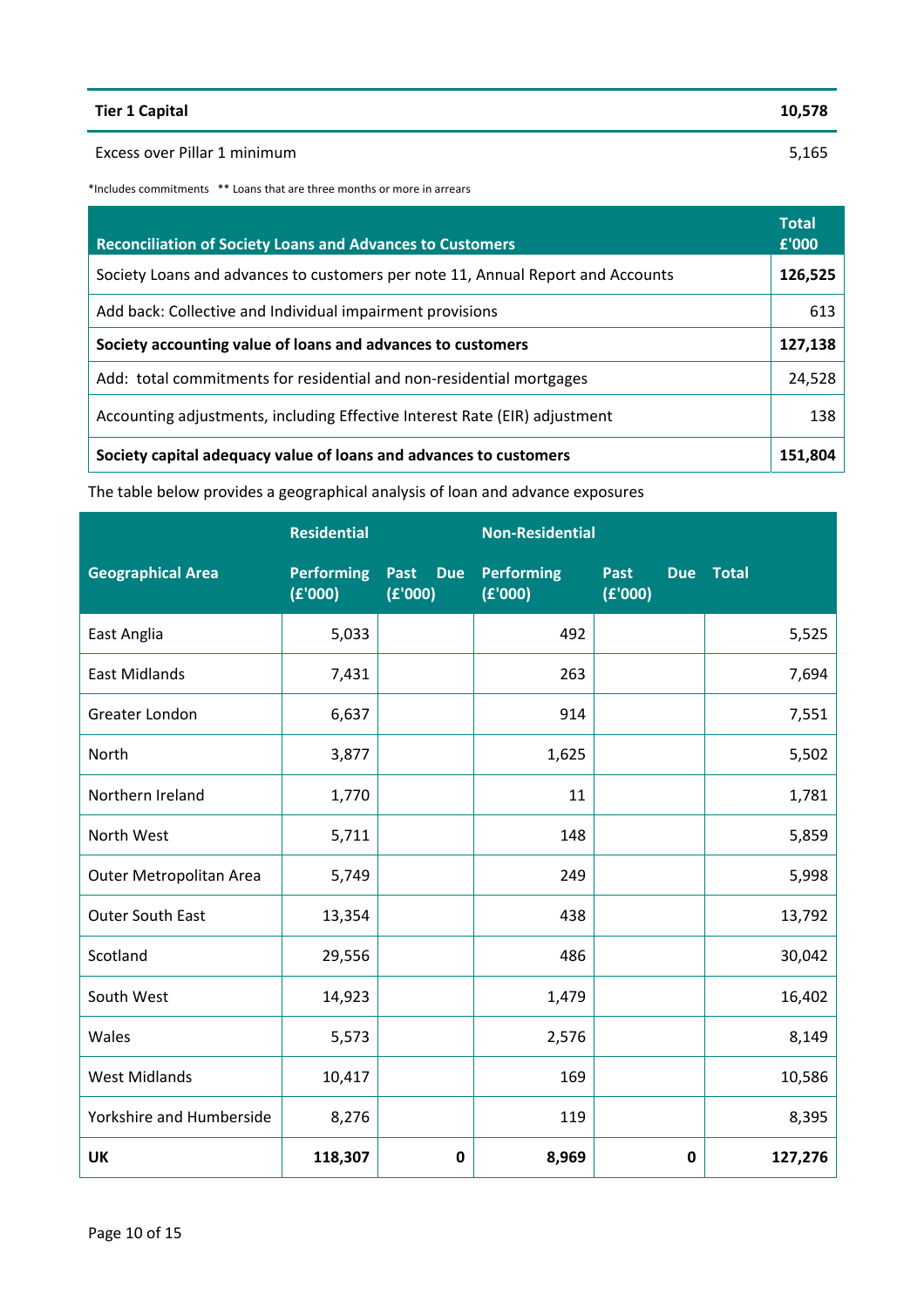| Tier 1 Capital | 10,578 |
|---|---|
| Excess over Pillar 1 minimum | 5,165 |

*Includes commitments ** Loans that are three months or more in arrears

| Reconciliation of Society Loans and Advances to Customers | Total £'000 |
|---|---|
| Society Loans and advances to customers per note 11, Annual Report and Accounts | **126,525** |
| Add back: Collective and Individual impairment provisions | 613 |
| **Society accounting value of loans and advances to customers** | **127,138** |
| Add: total commitments for residential and non-residential mortgages | 24,528 |
| Accounting adjustments, including Effective Interest Rate (EIR) adjustment | 138 |
| **Society capital adequacy value of loans and advances to customers** | **151,804** |

The table below provides a geographical analysis of loan and advance exposures

| | Residential | | Non-Residential | | |
|---|---|---|---|---|---|
| Geographical Area | Performing (£'000) | Past Due (£'000) | Performing (£'000) | Past Due (£'000) | Total |
| East Anglia | 5,033 | | 492 | | 5,525 |
| East Midlands | 7,431 | | 263 | | 7,694 |
| Greater London | 6,637 | | 914 | | 7,551 |
| North | 3,877 | | 1,625 | | 5,502 |
| Northern Ireland | 1,770 | | 11 | | 1,781 |
| North West | 5,711 | | 148 | | 5,859 |
| Outer Metropolitan Area | 5,749 | | 249 | | 5,998 |
| Outer South East | 13,354 | | 438 | | 13,792 |
| Scotland | 29,556 | | 486 | | 30,042 |
| South West | 14,923 | | 1,479 | | 16,402 |
| Wales | 5,573 | | 2,576 | | 8,149 |
| West Midlands | 10,417 | | 169 | | 10,586 |
| Yorkshire and Humberside | 8,276 | | 119 | | 8,395 |
| **UK** | **118,307** | **0** | **8,969** | **0** | **127,276** |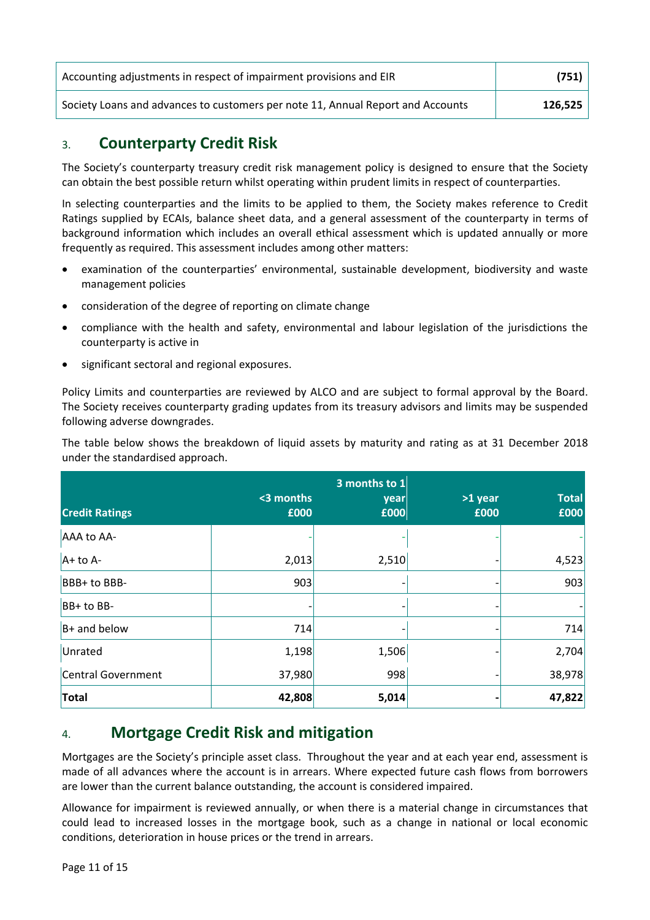| Accounting adjustments in respect of impairment provisions and EIR | (751) |
|---|---|
| Society Loans and advances to customers per note 11, Annual Report and Accounts | 126,525 |

## 3. Counterparty Credit Risk

The Society's counterparty treasury credit risk management policy is designed to ensure that the Society can obtain the best possible return whilst operating within prudent limits in respect of counterparties.

In selecting counterparties and the limits to be applied to them, the Society makes reference to Credit Ratings supplied by ECAIs, balance sheet data, and a general assessment of the counterparty in terms of background information which includes an overall ethical assessment which is updated annually or more frequently as required. This assessment includes among other matters:

- examination of the counterparties' environmental, sustainable development, biodiversity and waste management policies
- consideration of the degree of reporting on climate change
- compliance with the health and safety, environmental and labour legislation of the jurisdictions the counterparty is active in
- significant sectoral and regional exposures.

Policy Limits and counterparties are reviewed by ALCO and are subject to formal approval by the Board. The Society receives counterparty grading updates from its treasury advisors and limits may be suspended following adverse downgrades.

The table below shows the breakdown of liquid assets by maturity and rating as at 31 December 2018 under the standardised approach.

| Credit Ratings | <3 months £000 | 3 months to 1 year £000 | >1 year £000 | Total £000 |
|---|---|---|---|---|
| AAA to AA- | - | - | - | - |
| A+ to A- | 2,013 | 2,510 | - | 4,523 |
| BBB+ to BBB- | 903 | - | - | 903 |
| BB+ to BB- | - | - | - | - |
| B+ and below | 714 | - | - | 714 |
| Unrated | 1,198 | 1,506 | - | 2,704 |
| Central Government | 37,980 | 998 | - | 38,978 |
| **Total** | **42,808** | **5,014** | **-** | **47,822** |

## 4. Mortgage Credit Risk and mitigation

Mortgages are the Society's principle asset class. Throughout the year and at each year end, assessment is made of all advances where the account is in arrears. Where expected future cash flows from borrowers are lower than the current balance outstanding, the account is considered impaired.

Allowance for impairment is reviewed annually, or when there is a material change in circumstances that could lead to increased losses in the mortgage book, such as a change in national or local economic conditions, deterioration in house prices or the trend in arrears.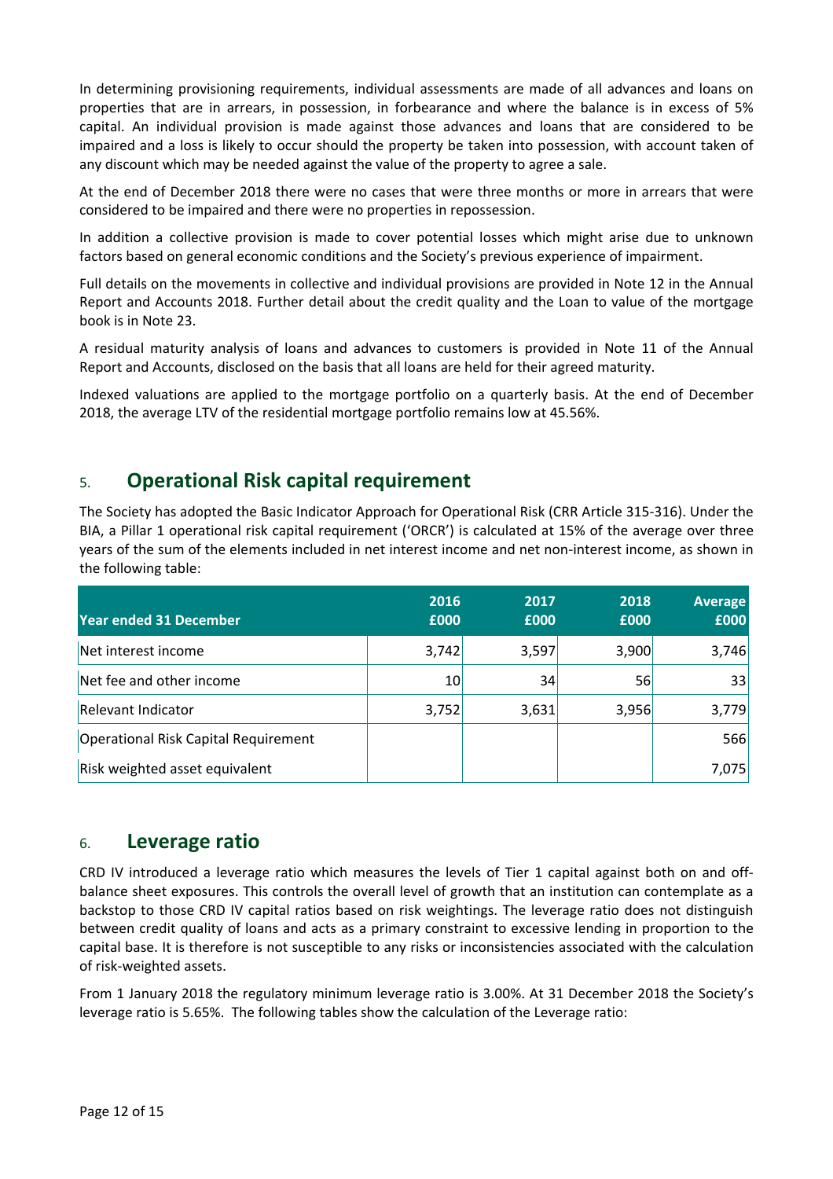In determining provisioning requirements, individual assessments are made of all advances and loans on properties that are in arrears, in possession, in forbearance and where the balance is in excess of 5% capital. An individual provision is made against those advances and loans that are considered to be impaired and a loss is likely to occur should the property be taken into possession, with account taken of any discount which may be needed against the value of the property to agree a sale.

At the end of December 2018 there were no cases that were three months or more in arrears that were considered to be impaired and there were no properties in repossession.

In addition a collective provision is made to cover potential losses which might arise due to unknown factors based on general economic conditions and the Society's previous experience of impairment.

Full details on the movements in collective and individual provisions are provided in Note 12 in the Annual Report and Accounts 2018. Further detail about the credit quality and the Loan to value of the mortgage book is in Note 23.

A residual maturity analysis of loans and advances to customers is provided in Note 11 of the Annual Report and Accounts, disclosed on the basis that all loans are held for their agreed maturity.

Indexed valuations are applied to the mortgage portfolio on a quarterly basis. At the end of December 2018, the average LTV of the residential mortgage portfolio remains low at 45.56%.

## 5. Operational Risk capital requirement

The Society has adopted the Basic Indicator Approach for Operational Risk (CRR Article 315-316). Under the BIA, a Pillar 1 operational risk capital requirement ('ORCR') is calculated at 15% of the average over three years of the sum of the elements included in net interest income and net non-interest income, as shown in the following table:

| Year ended 31 December | 2016 £000 | 2017 £000 | 2018 £000 | Average £000 |
|---|---|---|---|---|
| Net interest income | 3,742 | 3,597 | 3,900 | 3,746 |
| Net fee and other income | 10 | 34 | 56 | 33 |
| Relevant Indicator | 3,752 | 3,631 | 3,956 | 3,779 |
| Operational Risk Capital Requirement | | | | 566 |
| Risk weighted asset equivalent | | | | 7,075 |

## 6. Leverage ratio

CRD IV introduced a leverage ratio which measures the levels of Tier 1 capital against both on and off-balance sheet exposures. This controls the overall level of growth that an institution can contemplate as a backstop to those CRD IV capital ratios based on risk weightings. The leverage ratio does not distinguish between credit quality of loans and acts as a primary constraint to excessive lending in proportion to the capital base. It is therefore is not susceptible to any risks or inconsistencies associated with the calculation of risk-weighted assets.

From 1 January 2018 the regulatory minimum leverage ratio is 3.00%. At 31 December 2018 the Society's leverage ratio is 5.65%. The following tables show the calculation of the Leverage ratio: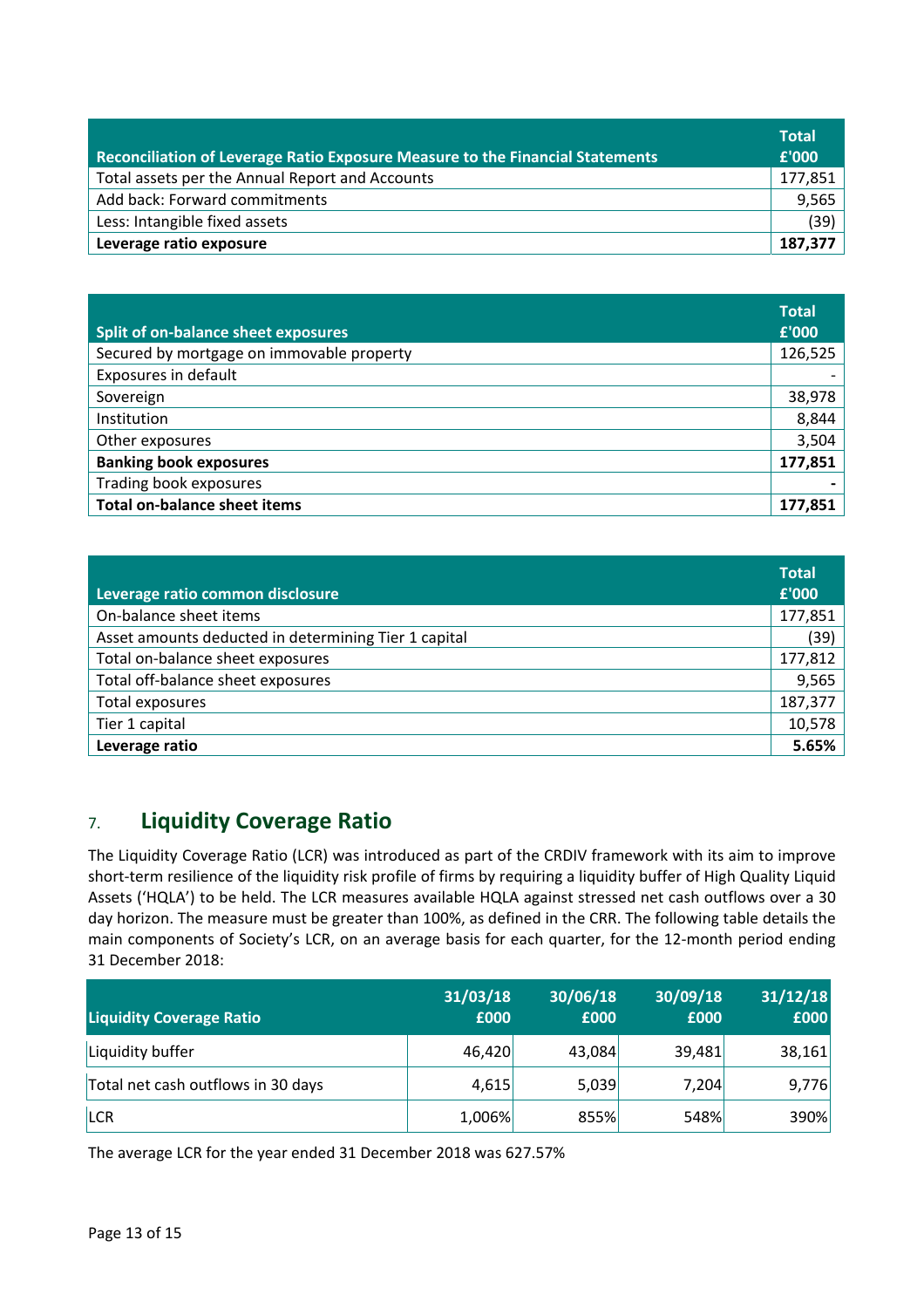| Reconciliation of Leverage Ratio Exposure Measure to the Financial Statements | Total £'000 |
|---|---|
| Total assets per the Annual Report and Accounts | 177,851 |
| Add back: Forward commitments | 9,565 |
| Less: Intangible fixed assets | (39) |
| **Leverage ratio exposure** | **187,377** |

| Split of on-balance sheet exposures | Total £'000 |
|---|---|
| Secured by mortgage on immovable property | 126,525 |
| Exposures in default | - |
| Sovereign | 38,978 |
| Institution | 8,844 |
| Other exposures | 3,504 |
| **Banking book exposures** | **177,851** |
| Trading book exposures | - |
| **Total on-balance sheet items** | **177,851** |

| Leverage ratio common disclosure | Total £'000 |
|---|---|
| On-balance sheet items | 177,851 |
| Asset amounts deducted in determining Tier 1 capital | (39) |
| Total on-balance sheet exposures | 177,812 |
| Total off-balance sheet exposures | 9,565 |
| Total exposures | 187,377 |
| Tier 1 capital | 10,578 |
| **Leverage ratio** | **5.65%** |

## 7. Liquidity Coverage Ratio

The Liquidity Coverage Ratio (LCR) was introduced as part of the CRDIV framework with its aim to improve short-term resilience of the liquidity risk profile of firms by requiring a liquidity buffer of High Quality Liquid Assets ('HQLA') to be held. The LCR measures available HQLA against stressed net cash outflows over a 30 day horizon. The measure must be greater than 100%, as defined in the CRR. The following table details the main components of Society's LCR, on an average basis for each quarter, for the 12-month period ending 31 December 2018:

| Liquidity Coverage Ratio | 31/03/18 £000 | 30/06/18 £000 | 30/09/18 £000 | 31/12/18 £000 |
|---|---|---|---|---|
| Liquidity buffer | 46,420 | 43,084 | 39,481 | 38,161 |
| Total net cash outflows in 30 days | 4,615 | 5,039 | 7,204 | 9,776 |
| LCR | 1,006% | 855% | 548% | 390% |

The average LCR for the year ended 31 December 2018 was 627.57%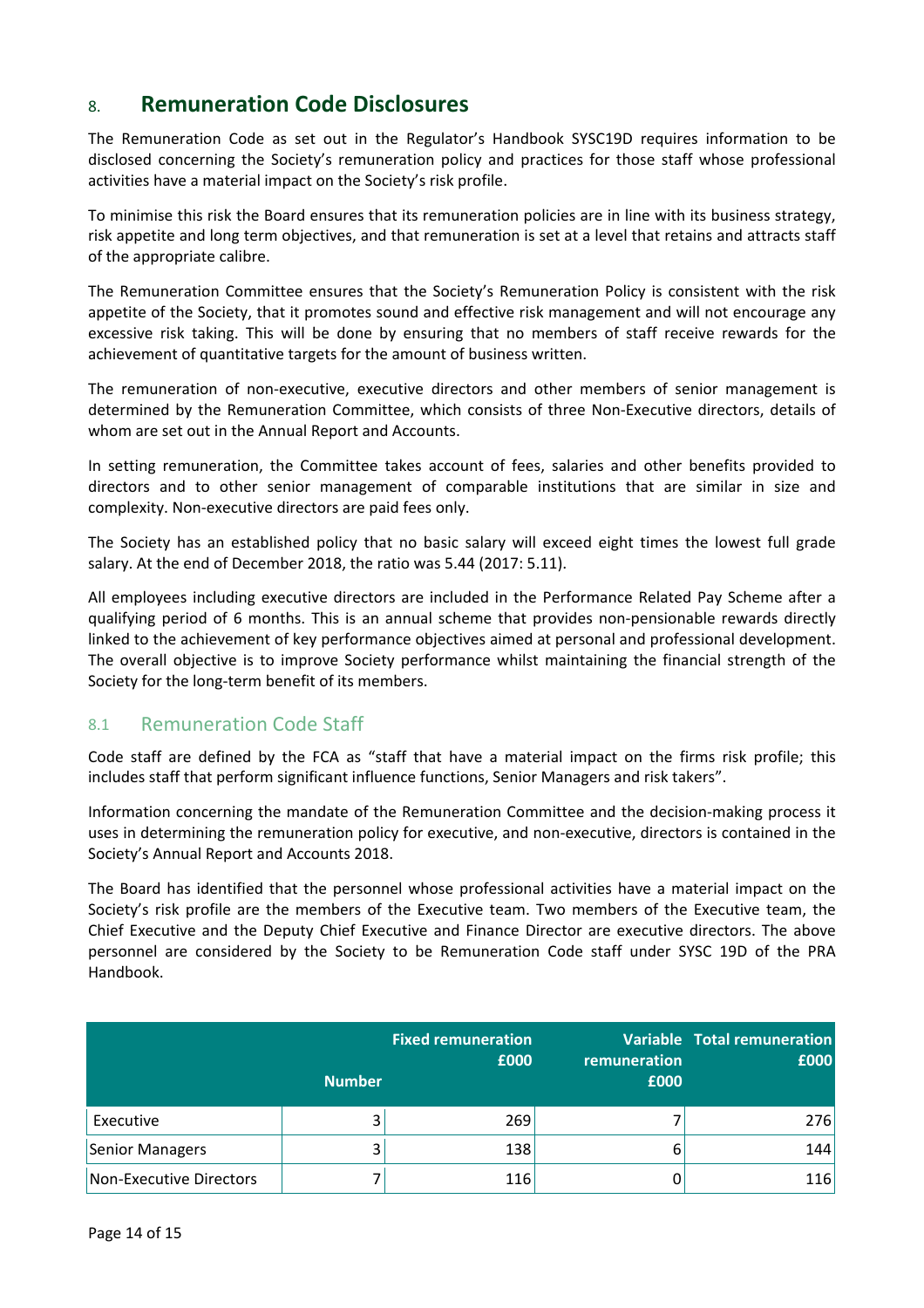## 8. Remuneration Code Disclosures

The Remuneration Code as set out in the Regulator's Handbook SYSC19D requires information to be disclosed concerning the Society's remuneration policy and practices for those staff whose professional activities have a material impact on the Society's risk profile.

To minimise this risk the Board ensures that its remuneration policies are in line with its business strategy, risk appetite and long term objectives, and that remuneration is set at a level that retains and attracts staff of the appropriate calibre.

The Remuneration Committee ensures that the Society's Remuneration Policy is consistent with the risk appetite of the Society, that it promotes sound and effective risk management and will not encourage any excessive risk taking. This will be done by ensuring that no members of staff receive rewards for the achievement of quantitative targets for the amount of business written.

The remuneration of non-executive, executive directors and other members of senior management is determined by the Remuneration Committee, which consists of three Non-Executive directors, details of whom are set out in the Annual Report and Accounts.

In setting remuneration, the Committee takes account of fees, salaries and other benefits provided to directors and to other senior management of comparable institutions that are similar in size and complexity. Non-executive directors are paid fees only.

The Society has an established policy that no basic salary will exceed eight times the lowest full grade salary. At the end of December 2018, the ratio was 5.44 (2017: 5.11).

All employees including executive directors are included in the Performance Related Pay Scheme after a qualifying period of 6 months. This is an annual scheme that provides non-pensionable rewards directly linked to the achievement of key performance objectives aimed at personal and professional development. The overall objective is to improve Society performance whilst maintaining the financial strength of the Society for the long-term benefit of its members.

### 8.1 Remuneration Code Staff

Code staff are defined by the FCA as "staff that have a material impact on the firms risk profile; this includes staff that perform significant influence functions, Senior Managers and risk takers".

Information concerning the mandate of the Remuneration Committee and the decision-making process it uses in determining the remuneration policy for executive, and non-executive, directors is contained in the Society's Annual Report and Accounts 2018.

The Board has identified that the personnel whose professional activities have a material impact on the Society's risk profile are the members of the Executive team. Two members of the Executive team, the Chief Executive and the Deputy Chief Executive and Finance Director are executive directors. The above personnel are considered by the Society to be Remuneration Code staff under SYSC 19D of the PRA Handbook.

| | Number | Fixed remuneration £000 | Variable remuneration £000 | Total remuneration £000 |
|---|---|---|---|---|
| Executive | 3 | 269 | 7 | 276 |
| Senior Managers | 3 | 138 | 6 | 144 |
| Non-Executive Directors | 7 | 116 | 0 | 116 |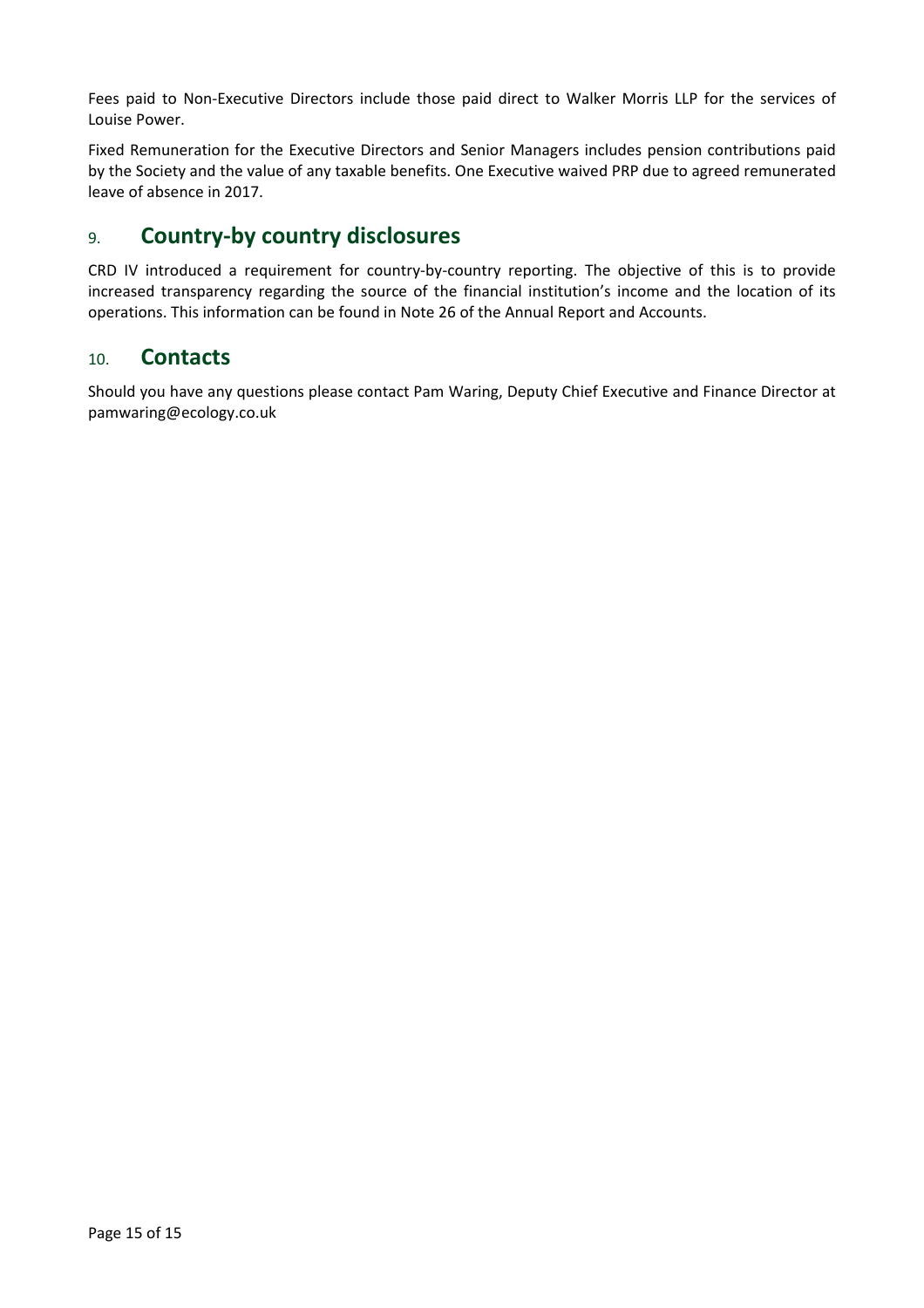Fees paid to Non-Executive Directors include those paid direct to Walker Morris LLP for the services of Louise Power.

Fixed Remuneration for the Executive Directors and Senior Managers includes pension contributions paid by the Society and the value of any taxable benefits. One Executive waived PRP due to agreed remunerated leave of absence in 2017.

## 9. Country-by country disclosures

CRD IV introduced a requirement for country-by-country reporting. The objective of this is to provide increased transparency regarding the source of the financial institution's income and the location of its operations. This information can be found in Note 26 of the Annual Report and Accounts.

## 10. Contacts

Should you have any questions please contact Pam Waring, Deputy Chief Executive and Finance Director at pamwaring@ecology.co.uk